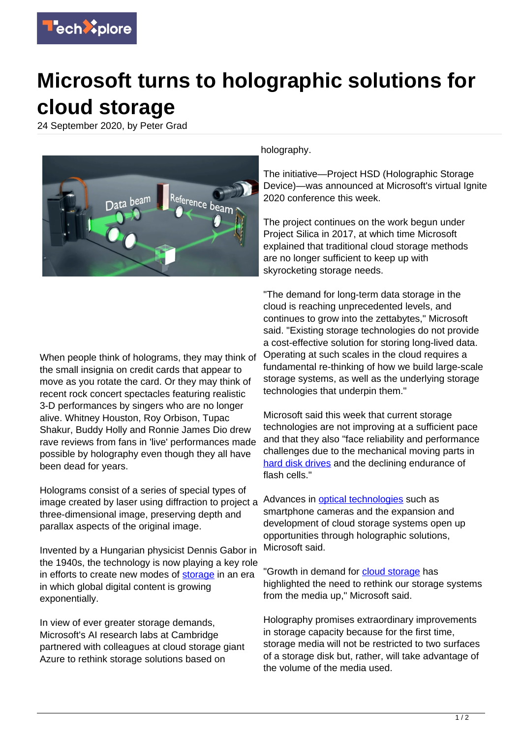# Microsoft turns to holographic solutions for cloud storage

24 September 2020, by Peter Grad

When people think of holograms, they may think of the small insignia on credit cards that appear to move as you rotate the card. Or they may think of recent rock concert spectacles featuring realistic 3-D performances by singers who are no longer alive. Whitney Houston, Roy Orbison, Tupac Shakur, Buddy Holly and Ronnie James Dio drew rave reviews from fans in 'live' performances made possible by holography even though they all have been dead for years.

Holograms consist of a series of special types of image created by laser using diffraction to project a three-dimensional image, preserving depth and parallax aspects of the original image.

Invented by a Hungarian physicist Dennis Gabor in the 1940s, the technology is now playing a key role in efforts to create new modes of storage in an era in which global digital content is growing exponentially.

In view of ever greater storage demands, Microsoft's AI research labs at Cambridge partnered with colleagues at cloud storage giant Azure to rethink storage solutions based on holography.

The initiative—Project HSD (Holographic Storage Device)—was announced at Microsoft's virtual Ignite 2020 conference this week.

The project continues on the work begun under Project Silica in 2017, at which time Microsoft explained that traditional cloud storage methods are no longer sufficient to keep up with skyrocketing storage needs.

"The demand for long-term data storage in the cloud is reaching unprecedented levels, and continues to grow into the zettabytes," Microsoft said. "Existing storage technologies do not provide a cost-effective solution for storing long-lived data. Operating at such scales in the cloud requires a fundamental re-thinking of how we build large-scale storage systems, as well as the underlying storage technologies that underpin them."

Microsoft said this week that current storage technologies are not improving at a sufficient pace and that they also "face reliability and performance challenges due to the mechanical moving parts in hard disk drives and the declining endurance of flash cells."

Advances in optical technologies such as smartphone cameras and the expansion and development of cloud storage systems open up opportunities through holographic solutions, Microsoft said.

"Growth in demand for cloud storage has highlighted the need to rethink our storage systems from the media up," Microsoft said.

Holography promises extraordinary improvements in storage capacity because for the first time, storage media will not be restricted to two surfaces of a storage disk but, rather, will take advantage of the volume of the media used.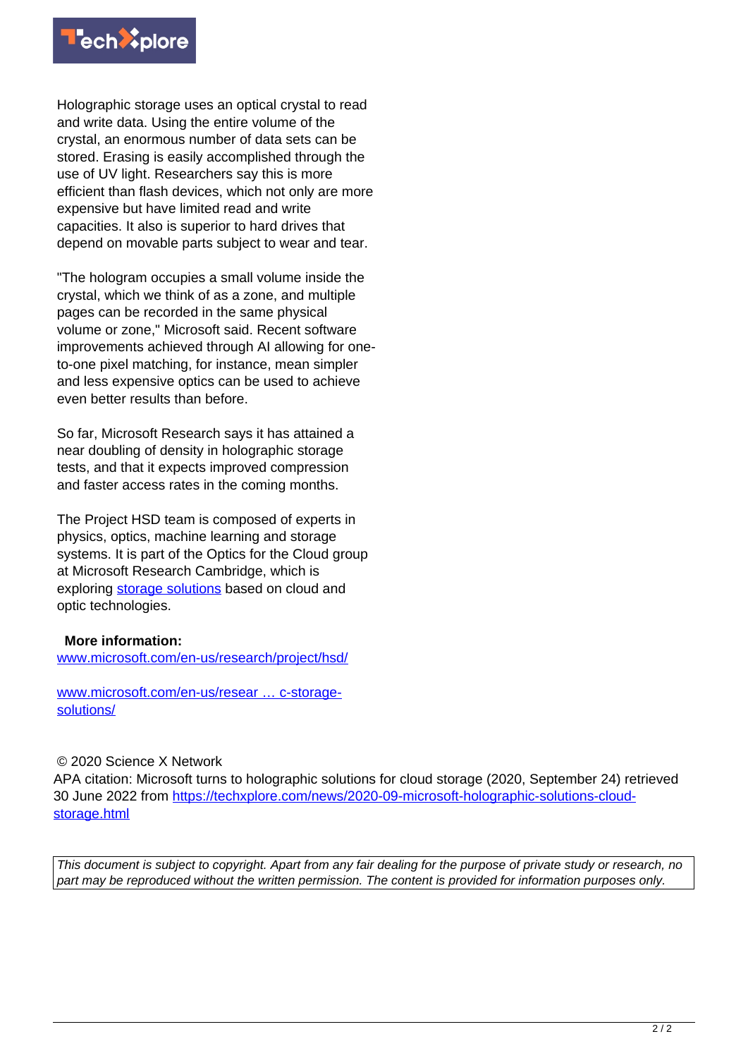Holographic storage uses an optical crystal to read and write data. Using the entire volume of the crystal, an enormous number of data sets can be stored. Erasing is easily accomplished through the use of UV light. Researchers say this is more efficient than flash devices, which not only are more expensive but have limited read and write capacities. It also is superior to hard drives that depend on movable parts subject to wear and tear.

"The hologram occupies a small volume inside the crystal, which we think of as a zone, and multiple pages can be recorded in the same physical volume or zone," Microsoft said. Recent software improvements achieved through AI allowing for one-to-one pixel matching, for instance, mean simpler and less expensive optics can be used to achieve even better results than before.

So far, Microsoft Research says it has attained a near doubling of density in holographic storage tests, and that it expects improved compression and faster access rates in the coming months.

The Project HSD team is composed of experts in physics, optics, machine learning and storage systems. It is part of the Optics for the Cloud group at Microsoft Research Cambridge, which is exploring storage solutions based on cloud and optic technologies.

**More information:**
www.microsoft.com/en-us/research/project/hsd/

www.microsoft.com/en-us/resear … c-storage-solutions/

© 2020 Science X Network

APA citation: Microsoft turns to holographic solutions for cloud storage (2020, September 24) retrieved 30 June 2022 from https://techxplore.com/news/2020-09-microsoft-holographic-solutions-cloud-storage.html

*This document is subject to copyright. Apart from any fair dealing for the purpose of private study or research, no part may be reproduced without the written permission. The content is provided for information purposes only.*